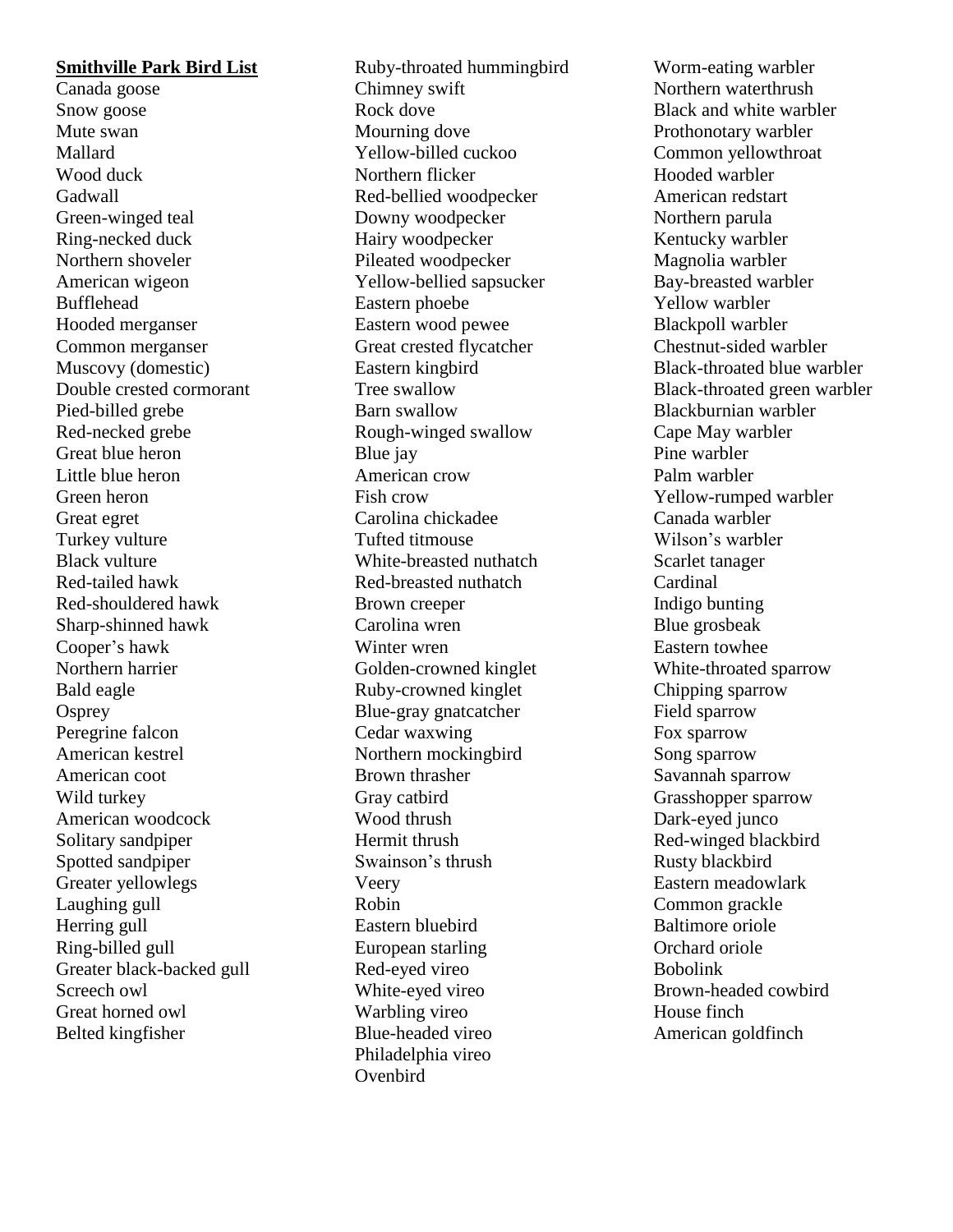**Smithville Park Bird List**

Canada goose
Snow goose
Mute swan
Mallard
Wood duck
Gadwall
Green-winged teal
Ring-necked duck
Northern shoveler
American wigeon
Bufflehead
Hooded merganser
Common merganser
Muscovy (domestic)
Double crested cormorant
Pied-billed grebe
Red-necked grebe
Great blue heron
Little blue heron
Green heron
Great egret
Turkey vulture
Black vulture
Red-tailed hawk
Red-shouldered hawk
Sharp-shinned hawk
Cooper's hawk
Northern harrier
Bald eagle
Osprey
Peregrine falcon
American kestrel
American coot
Wild turkey
American woodcock
Solitary sandpiper
Spotted sandpiper
Greater yellowlegs
Laughing gull
Herring gull
Ring-billed gull
Greater black-backed gull
Screech owl
Great horned owl
Belted kingfisher
Ruby-throated hummingbird
Chimney swift
Rock dove
Mourning dove
Yellow-billed cuckoo
Northern flicker
Red-bellied woodpecker
Downy woodpecker
Hairy woodpecker
Pileated woodpecker
Yellow-bellied sapsucker
Eastern phoebe
Eastern wood pewee
Great crested flycatcher
Eastern kingbird
Tree swallow
Barn swallow
Rough-winged swallow
Blue jay
American crow
Fish crow
Carolina chickadee
Tufted titmouse
White-breasted nuthatch
Red-breasted nuthatch
Brown creeper
Carolina wren
Winter wren
Golden-crowned kinglet
Ruby-crowned kinglet
Blue-gray gnatcatcher
Cedar waxwing
Northern mockingbird
Brown thrasher
Gray catbird
Wood thrush
Hermit thrush
Swainson's thrush
Veery
Robin
Eastern bluebird
European starling
Red-eyed vireo
White-eyed vireo
Warbling vireo
Blue-headed vireo
Philadelphia vireo
Ovenbird
Worm-eating warbler
Northern waterthrush
Black and white warbler
Prothonotary warbler
Common yellowthroat
Hooded warbler
American redstart
Northern parula
Kentucky warbler
Magnolia warbler
Bay-breasted warbler
Yellow warbler
Blackpoll warbler
Chestnut-sided warbler
Black-throated blue warbler
Black-throated green warbler
Blackburnian warbler
Cape May warbler
Pine warbler
Palm warbler
Yellow-rumped warbler
Canada warbler
Wilson's warbler
Scarlet tanager
Cardinal
Indigo bunting
Blue grosbeak
Eastern towhee
White-throated sparrow
Chipping sparrow
Field sparrow
Fox sparrow
Song sparrow
Savannah sparrow
Grasshopper sparrow
Dark-eyed junco
Red-winged blackbird
Rusty blackbird
Eastern meadowlark
Common grackle
Baltimore oriole
Orchard oriole
Bobolink
Brown-headed cowbird
House finch
American goldfinch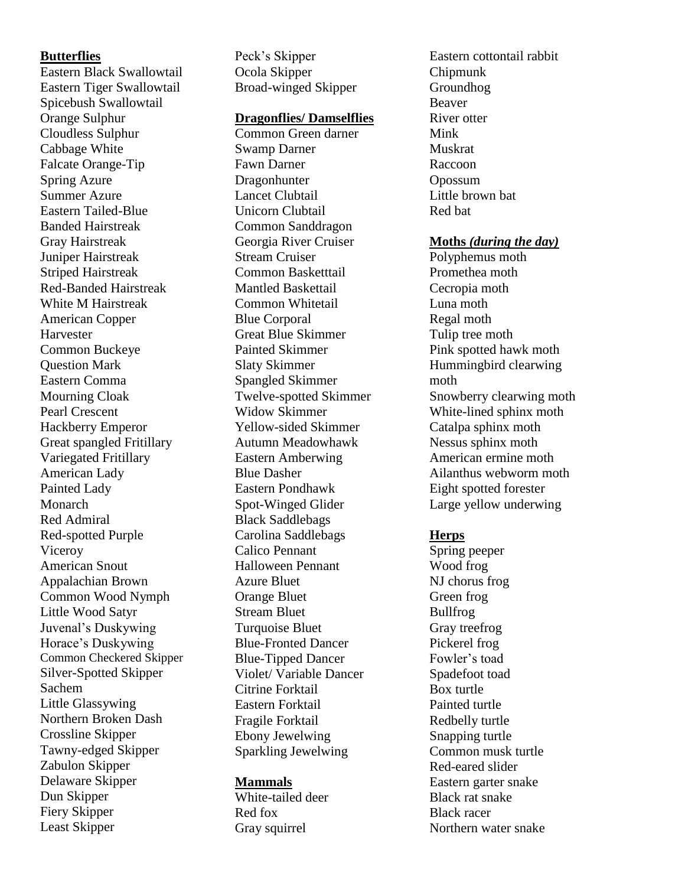**Butterflies**

Eastern Black Swallowtail
Eastern Tiger Swallowtail
Spicebush Swallowtail
Orange Sulphur
Cloudless Sulphur
Cabbage White
Falcate Orange-Tip
Spring Azure
Summer Azure
Eastern Tailed-Blue
Banded Hairstreak
Gray Hairstreak
Juniper Hairstreak
Striped Hairstreak
Red-Banded Hairstreak
White M Hairstreak
American Copper
Harvester
Common Buckeye
Question Mark
Eastern Comma
Mourning Cloak
Pearl Crescent
Hackberry Emperor
Great spangled Fritillary
Variegated Fritillary
American Lady
Painted Lady
Monarch
Red Admiral
Red-spotted Purple
Viceroy
American Snout
Appalachian Brown
Common Wood Nymph
Little Wood Satyr
Juvenal's Duskywing
Horace's Duskywing
Common Checkered Skipper
Silver-Spotted Skipper
Sachem
Little Glassywing
Northern Broken Dash
Crossline Skipper
Tawny-edged Skipper
Zabulon Skipper
Delaware Skipper
Dun Skipper
Fiery Skipper
Least Skipper
Peck's Skipper
Ocola Skipper
Broad-winged Skipper

**Dragonflies/ Damselflies**

Common Green darner
Swamp Darner
Fawn Darner
Dragonhunter
Lancet Clubtail
Unicorn Clubtail
Common Sanddragon
Georgia River Cruiser
Stream Cruiser
Common Basketttail
Mantled Baskettail
Common Whitetail
Blue Corporal
Great Blue Skimmer
Painted Skimmer
Slaty Skimmer
Spangled Skimmer
Twelve-spotted Skimmer
Widow Skimmer
Yellow-sided Skimmer
Autumn Meadowhawk
Eastern Amberwing
Blue Dasher
Eastern Pondhawk
Spot-Winged Glider
Black Saddlebags
Carolina Saddlebags
Calico Pennant
Halloween Pennant
Azure Bluet
Orange Bluet
Stream Bluet
Turquoise Bluet
Blue-Fronted Dancer
Blue-Tipped Dancer
Violet/ Variable Dancer
Citrine Forktail
Eastern Forktail
Fragile Forktail
Ebony Jewelwing
Sparkling Jewelwing

**Mammals**

White-tailed deer
Red fox
Gray squirrel
Eastern cottontail rabbit
Chipmunk
Groundhog
Beaver
River otter
Mink
Muskrat
Raccoon
Opossum
Little brown bat
Red bat

**Moths *(during the day)***

Polyphemus moth
Promethea moth
Cecropia moth
Luna moth
Regal moth
Tulip tree moth
Pink spotted hawk moth
Hummingbird clearwing moth
Snowberry clearwing moth
White-lined sphinx moth
Catalpa sphinx moth
Nessus sphinx moth
American ermine moth
Ailanthus webworm moth
Eight spotted forester
Large yellow underwing

**Herps**

Spring peeper
Wood frog
NJ chorus frog
Green frog
Bullfrog
Gray treefrog
Pickerel frog
Fowler's toad
Spadefoot toad
Box turtle
Painted turtle
Redbelly turtle
Snapping turtle
Common musk turtle
Red-eared slider
Eastern garter snake
Black rat snake
Black racer
Northern water snake